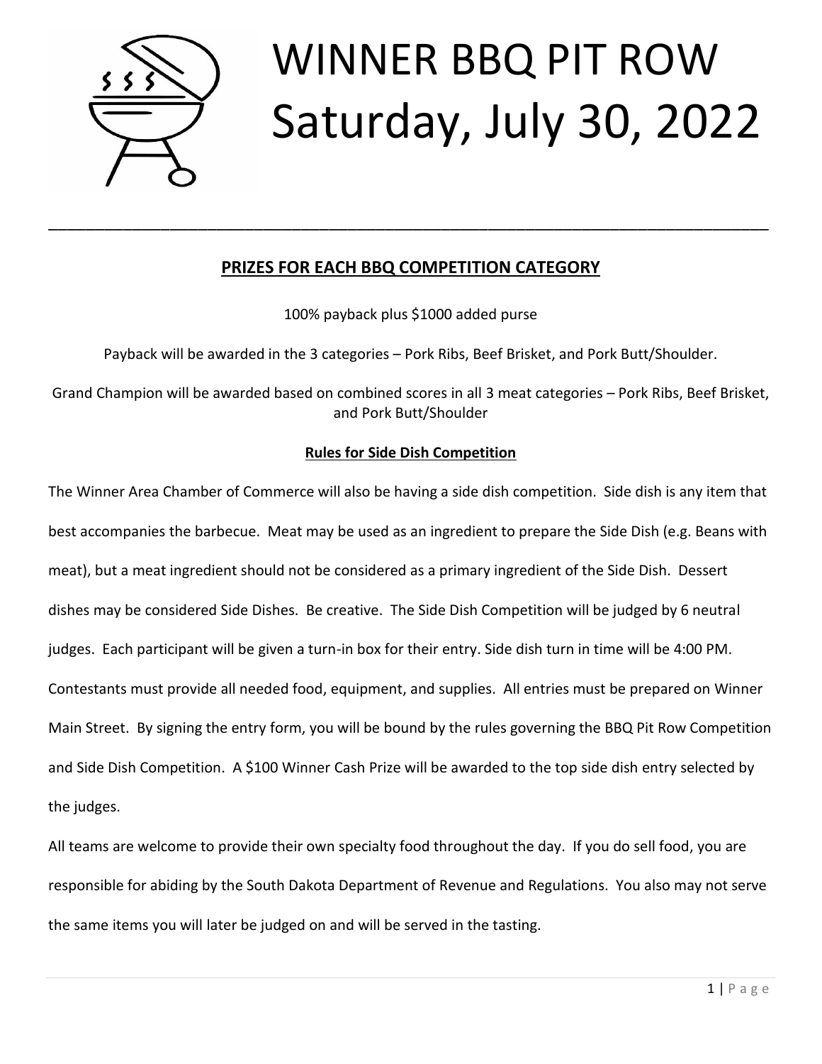# WINNER BBQ PIT ROW
# Saturday, July 30, 2022

---

## PRIZES FOR EACH BBQ COMPETITION CATEGORY

100% payback plus $1000 added purse

Payback will be awarded in the 3 categories – Pork Ribs, Beef Brisket, and Pork Butt/Shoulder.

Grand Champion will be awarded based on combined scores in all 3 meat categories – Pork Ribs, Beef Brisket, and Pork Butt/Shoulder

### Rules for Side Dish Competition

The Winner Area Chamber of Commerce will also be having a side dish competition. Side dish is any item that best accompanies the barbecue. Meat may be used as an ingredient to prepare the Side Dish (e.g. Beans with meat), but a meat ingredient should not be considered as a primary ingredient of the Side Dish. Dessert dishes may be considered Side Dishes. Be creative. The Side Dish Competition will be judged by 6 neutral judges. Each participant will be given a turn-in box for their entry. Side dish turn in time will be 4:00 PM. Contestants must provide all needed food, equipment, and supplies. All entries must be prepared on Winner Main Street. By signing the entry form, you will be bound by the rules governing the BBQ Pit Row Competition and Side Dish Competition. A $100 Winner Cash Prize will be awarded to the top side dish entry selected by the judges.

All teams are welcome to provide their own specialty food throughout the day. If you do sell food, you are responsible for abiding by the South Dakota Department of Revenue and Regulations. You also may not serve the same items you will later be judged on and will be served in the tasting.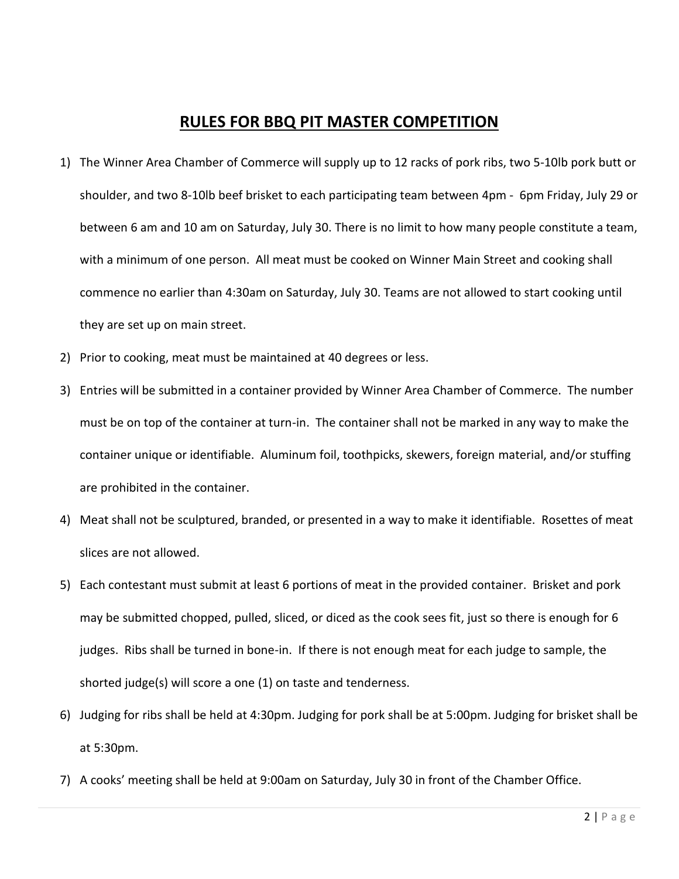## RULES FOR BBQ PIT MASTER COMPETITION

1) The Winner Area Chamber of Commerce will supply up to 12 racks of pork ribs, two 5-10lb pork butt or shoulder, and two 8-10lb beef brisket to each participating team between 4pm - 6pm Friday, July 29 or between 6 am and 10 am on Saturday, July 30. There is no limit to how many people constitute a team, with a minimum of one person. All meat must be cooked on Winner Main Street and cooking shall commence no earlier than 4:30am on Saturday, July 30. Teams are not allowed to start cooking until they are set up on main street.
2) Prior to cooking, meat must be maintained at 40 degrees or less.
3) Entries will be submitted in a container provided by Winner Area Chamber of Commerce. The number must be on top of the container at turn-in. The container shall not be marked in any way to make the container unique or identifiable. Aluminum foil, toothpicks, skewers, foreign material, and/or stuffing are prohibited in the container.
4) Meat shall not be sculptured, branded, or presented in a way to make it identifiable. Rosettes of meat slices are not allowed.
5) Each contestant must submit at least 6 portions of meat in the provided container. Brisket and pork may be submitted chopped, pulled, sliced, or diced as the cook sees fit, just so there is enough for 6 judges. Ribs shall be turned in bone-in. If there is not enough meat for each judge to sample, the shorted judge(s) will score a one (1) on taste and tenderness.
6) Judging for ribs shall be held at 4:30pm. Judging for pork shall be at 5:00pm. Judging for brisket shall be at 5:30pm.
7) A cooks' meeting shall be held at 9:00am on Saturday, July 30 in front of the Chamber Office.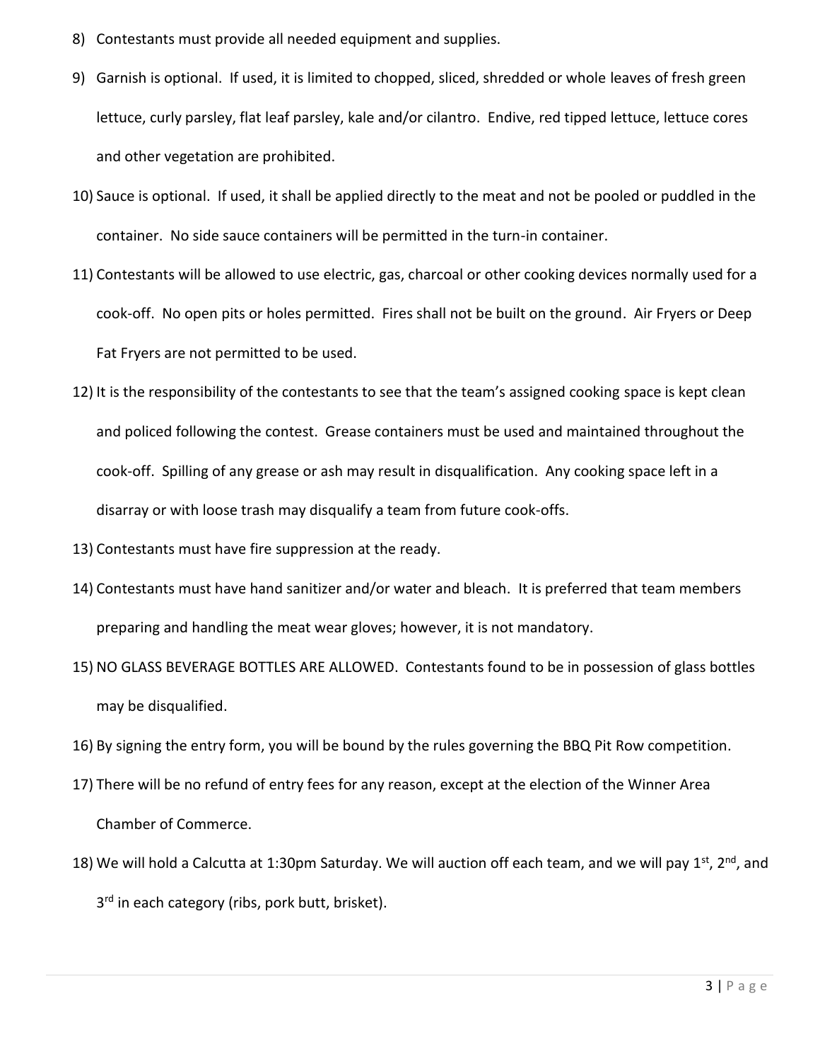8) Contestants must provide all needed equipment and supplies.
9) Garnish is optional. If used, it is limited to chopped, sliced, shredded or whole leaves of fresh green lettuce, curly parsley, flat leaf parsley, kale and/or cilantro. Endive, red tipped lettuce, lettuce cores and other vegetation are prohibited.
10) Sauce is optional. If used, it shall be applied directly to the meat and not be pooled or puddled in the container. No side sauce containers will be permitted in the turn-in container.
11) Contestants will be allowed to use electric, gas, charcoal or other cooking devices normally used for a cook-off. No open pits or holes permitted. Fires shall not be built on the ground. Air Fryers or Deep Fat Fryers are not permitted to be used.
12) It is the responsibility of the contestants to see that the team's assigned cooking space is kept clean and policed following the contest. Grease containers must be used and maintained throughout the cook-off. Spilling of any grease or ash may result in disqualification. Any cooking space left in a disarray or with loose trash may disqualify a team from future cook-offs.
13) Contestants must have fire suppression at the ready.
14) Contestants must have hand sanitizer and/or water and bleach. It is preferred that team members preparing and handling the meat wear gloves; however, it is not mandatory.
15) NO GLASS BEVERAGE BOTTLES ARE ALLOWED. Contestants found to be in possession of glass bottles may be disqualified.
16) By signing the entry form, you will be bound by the rules governing the BBQ Pit Row competition.
17) There will be no refund of entry fees for any reason, except at the election of the Winner Area Chamber of Commerce.
18) We will hold a Calcutta at 1:30pm Saturday. We will auction off each team, and we will pay 1st, 2nd, and 3rd in each category (ribs, pork butt, brisket).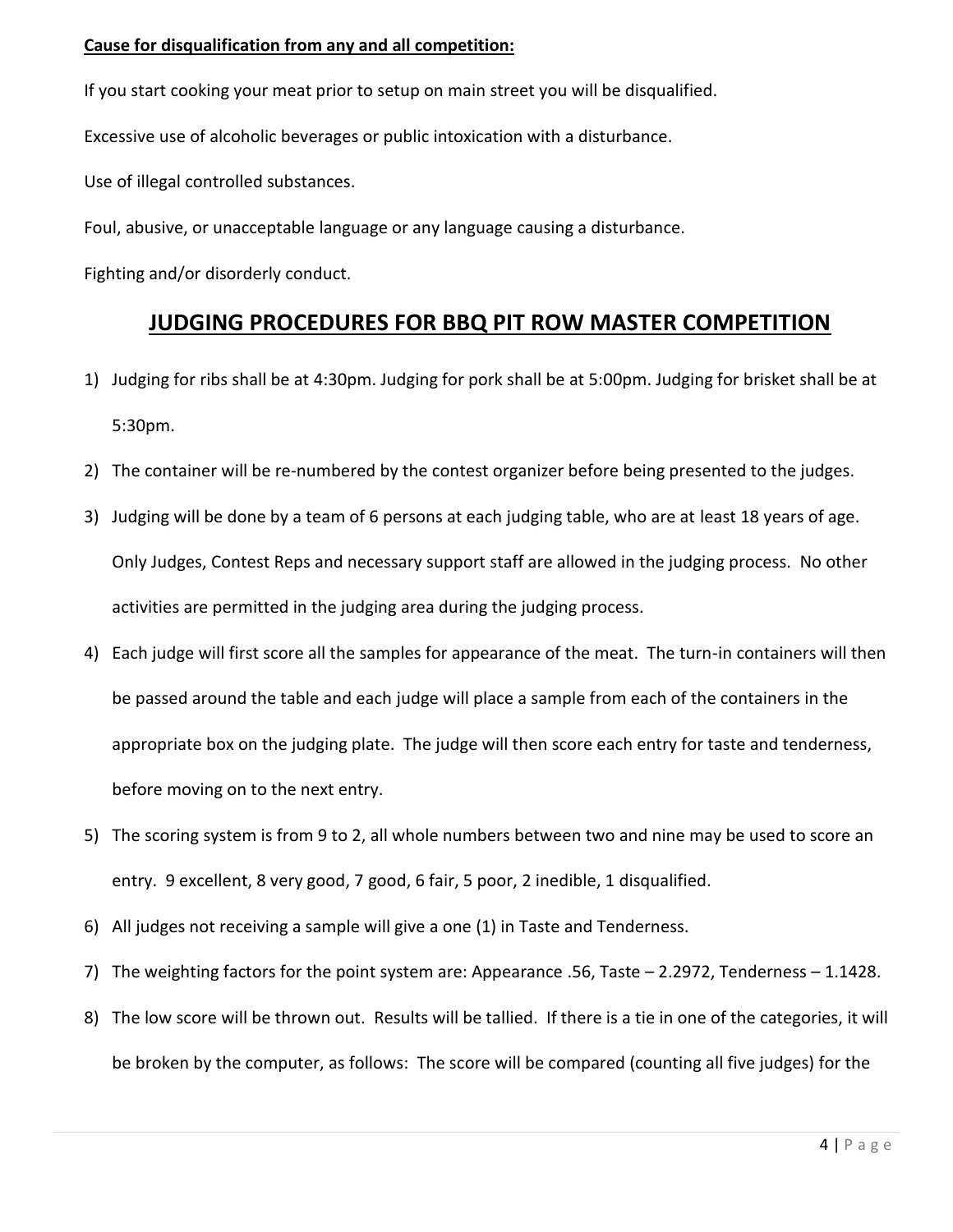**Cause for disqualification from any and all competition:**

If you start cooking your meat prior to setup on main street you will be disqualified.

Excessive use of alcoholic beverages or public intoxication with a disturbance.

Use of illegal controlled substances.

Foul, abusive, or unacceptable language or any language causing a disturbance.

Fighting and/or disorderly conduct.

## JUDGING PROCEDURES FOR BBQ PIT ROW MASTER COMPETITION

1) Judging for ribs shall be at 4:30pm. Judging for pork shall be at 5:00pm. Judging for brisket shall be at 5:30pm.
2) The container will be re-numbered by the contest organizer before being presented to the judges.
3) Judging will be done by a team of 6 persons at each judging table, who are at least 18 years of age. Only Judges, Contest Reps and necessary support staff are allowed in the judging process. No other activities are permitted in the judging area during the judging process.
4) Each judge will first score all the samples for appearance of the meat. The turn-in containers will then be passed around the table and each judge will place a sample from each of the containers in the appropriate box on the judging plate. The judge will then score each entry for taste and tenderness, before moving on to the next entry.
5) The scoring system is from 9 to 2, all whole numbers between two and nine may be used to score an entry. 9 excellent, 8 very good, 7 good, 6 fair, 5 poor, 2 inedible, 1 disqualified.
6) All judges not receiving a sample will give a one (1) in Taste and Tenderness.
7) The weighting factors for the point system are: Appearance .56, Taste – 2.2972, Tenderness – 1.1428.
8) The low score will be thrown out. Results will be tallied. If there is a tie in one of the categories, it will be broken by the computer, as follows: The score will be compared (counting all five judges) for the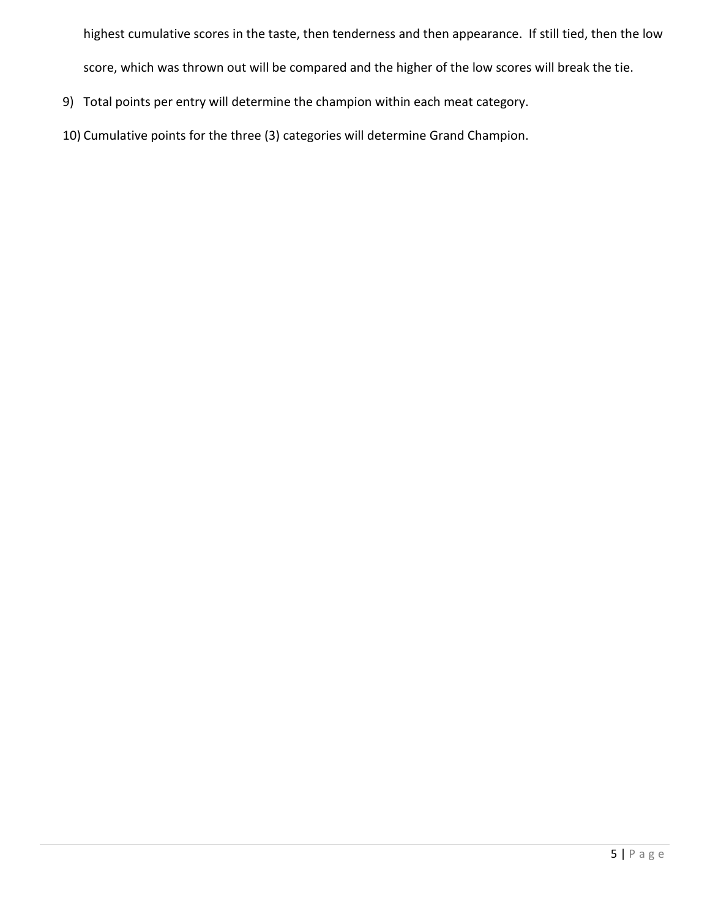highest cumulative scores in the taste, then tenderness and then appearance. If still tied, then the low score, which was thrown out will be compared and the higher of the low scores will break the tie.

9) Total points per entry will determine the champion within each meat category.
10) Cumulative points for the three (3) categories will determine Grand Champion.